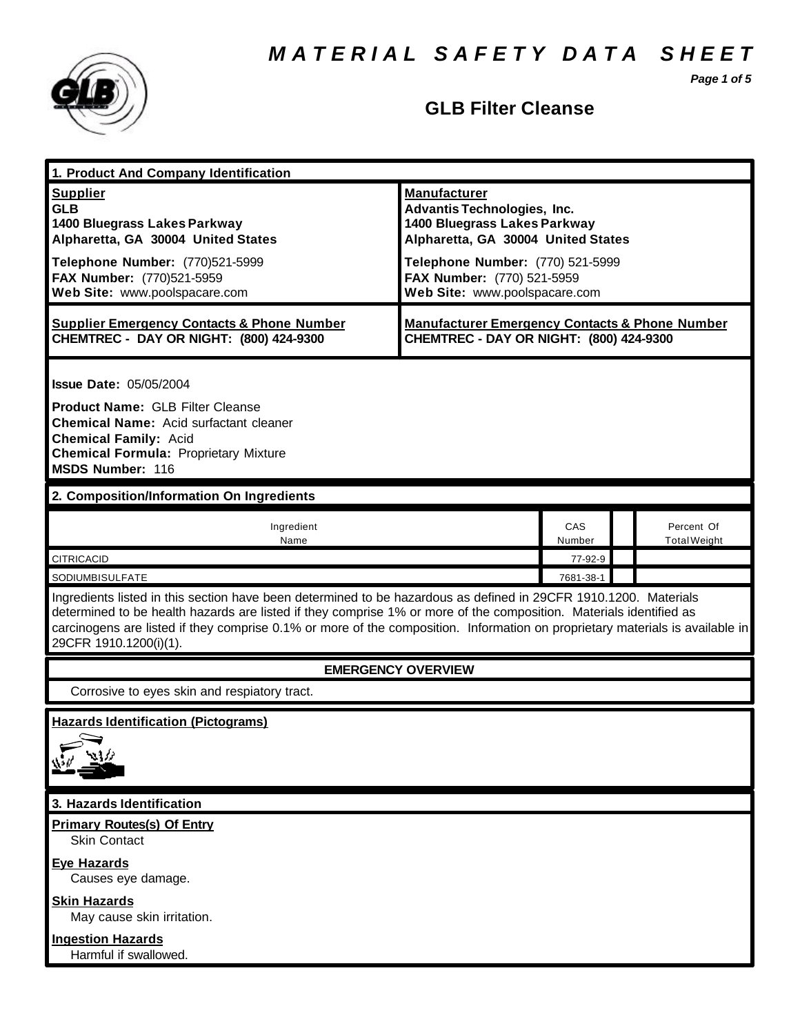# MATERIAL SAFETY DATA SHEET

## GLB Filter Cleanse

### 1. Product And Company Identification

| Supplier | Manufacturer |
|---|---|
| **GLB**<br>**1400 Bluegrass Lakes Parkway**<br>**Alpharetta, GA 30004 United States** | **Advantis Technologies, Inc.**<br>**1400 Bluegrass Lakes Parkway**<br>**Alpharetta, GA 30004 United States** |
| **Telephone Number:** (770)521-5999<br>**FAX Number:** (770)521-5959<br>**Web Site:** www.poolspacare.com | **Telephone Number:** (770) 521-5999<br>**FAX Number:** (770) 521-5959<br>**Web Site:** www.poolspacare.com |
| **Supplier Emergency Contacts & Phone Number**<br>**CHEMTREC - DAY OR NIGHT: (800) 424-9300** | **Manufacturer Emergency Contacts & Phone Number**<br>**CHEMTREC - DAY OR NIGHT: (800) 424-9300** |

**Issue Date:** 05/05/2004

**Product Name:** GLB Filter Cleanse
**Chemical Name:** Acid surfactant cleaner
**Chemical Family:** Acid
**Chemical Formula:** Proprietary Mixture
**MSDS Number:** 116

### 2. Composition/Information On Ingredients

| Ingredient Name | CAS Number | | Percent Of Total Weight |
|---|---|---|---|
| CITRICACID | 77-92-9 | | |
| SODIUMBISULFATE | 7681-38-1 | | |

Ingredients listed in this section have been determined to be hazardous as defined in 29CFR 1910.1200. Materials determined to be health hazards are listed if they comprise 1% or more of the composition. Materials identified as carcinogens are listed if they comprise 0.1% or more of the composition. Information on proprietary materials is available in 29CFR 1910.1200(i)(1).

**EMERGENCY OVERVIEW**

Corrosive to eyes skin and respiatory tract.

**Hazards Identification (Pictograms)**

### 3. Hazards Identification

**Primary Routes(s) Of Entry**
Skin Contact

**Eye Hazards**
Causes eye damage.

**Skin Hazards**
May cause skin irritation.

**Ingestion Hazards**
Harmful if swallowed.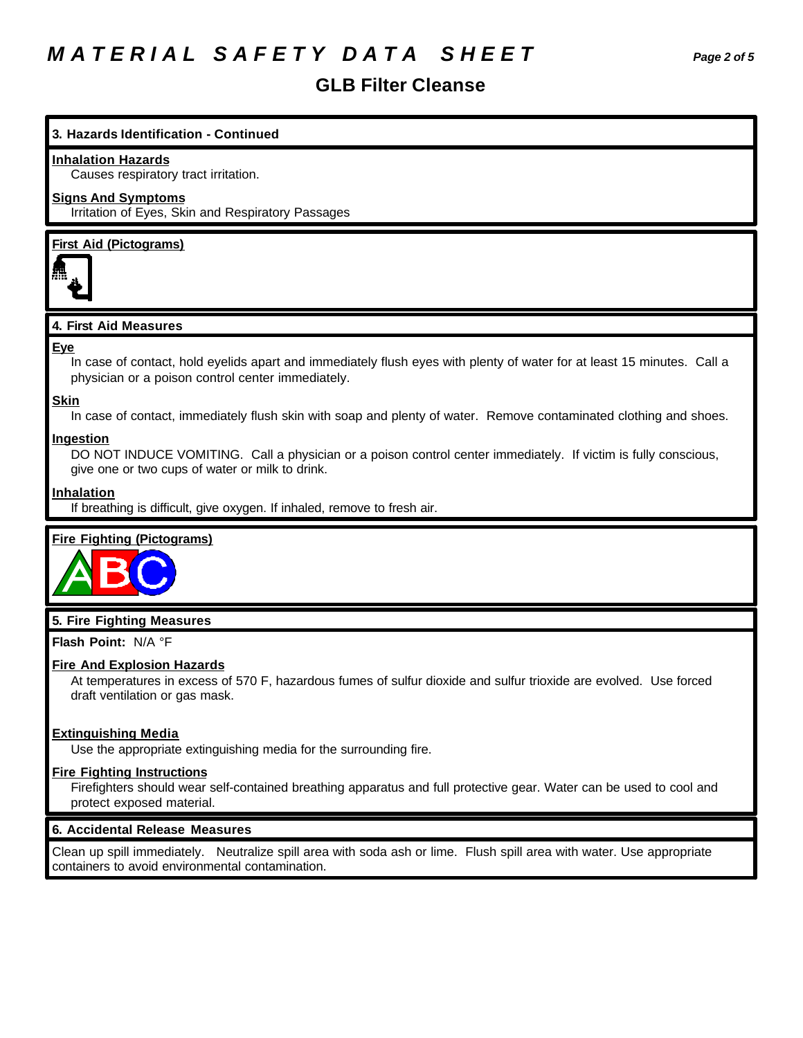# MATERIAL SAFETY DATA SHEET

## GLB Filter Cleanse

### 3. Hazards Identification - Continued

**Inhalation Hazards**
Causes respiratory tract irritation.

**Signs And Symptoms**
Irritation of Eyes, Skin and Respiratory Passages

**First Aid (Pictograms)**

### 4. First Aid Measures

**Eye**
In case of contact, hold eyelids apart and immediately flush eyes with plenty of water for at least 15 minutes. Call a physician or a poison control center immediately.

**Skin**
In case of contact, immediately flush skin with soap and plenty of water. Remove contaminated clothing and shoes.

**Ingestion**
DO NOT INDUCE VOMITING. Call a physician or a poison control center immediately. If victim is fully conscious, give one or two cups of water or milk to drink.

**Inhalation**
If breathing is difficult, give oxygen. If inhaled, remove to fresh air.

**Fire Fighting (Pictograms)**

### 5. Fire Fighting Measures

**Flash Point:** N/A °F

**Fire And Explosion Hazards**
At temperatures in excess of 570 F, hazardous fumes of sulfur dioxide and sulfur trioxide are evolved. Use forced draft ventilation or gas mask.

**Extinguishing Media**
Use the appropriate extinguishing media for the surrounding fire.

**Fire Fighting Instructions**
Firefighters should wear self-contained breathing apparatus and full protective gear. Water can be used to cool and protect exposed material.

### 6. Accidental Release Measures

Clean up spill immediately. Neutralize spill area with soda ash or lime. Flush spill area with water. Use appropriate containers to avoid environmental contamination.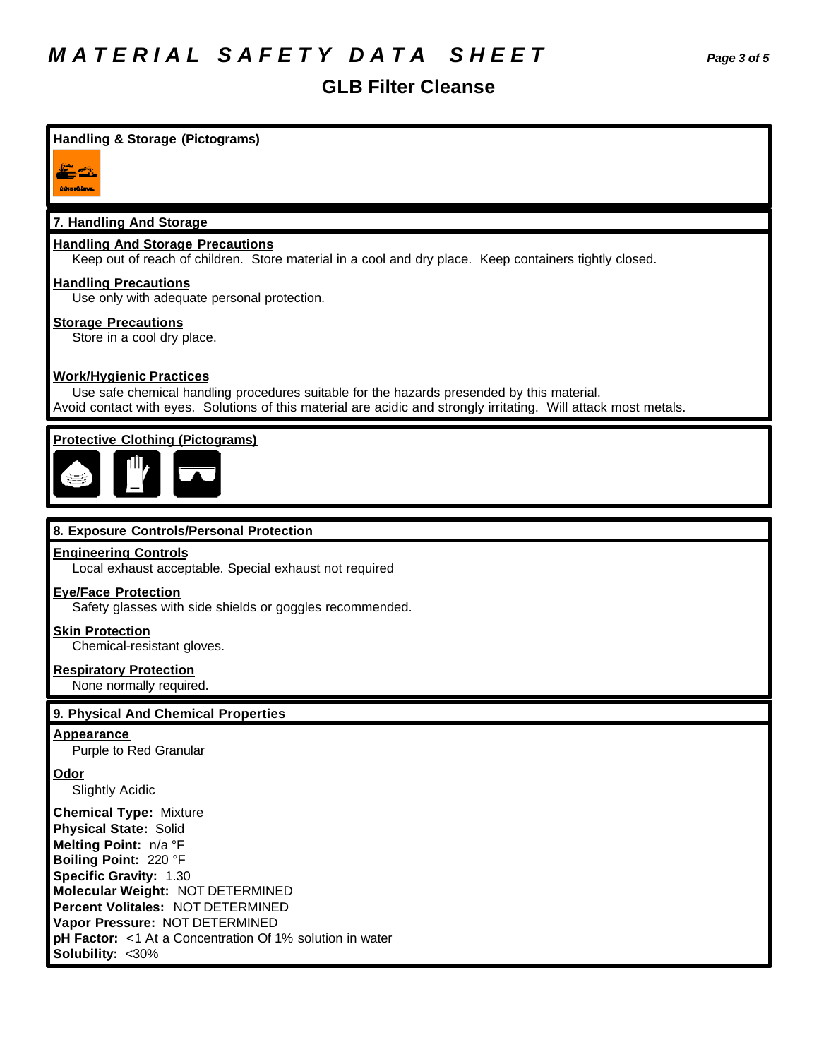# MATERIAL SAFETY DATA SHEET

## GLB Filter Cleanse

**Handling & Storage (Pictograms)**

## 7. Handling And Storage

**Handling And Storage Precautions**

Keep out of reach of children. Store material in a cool and dry place. Keep containers tightly closed.

**Handling Precautions**

Use only with adequate personal protection.

**Storage Precautions**

Store in a cool dry place.

**Work/Hygienic Practices**

Use safe chemical handling procedures suitable for the hazards presended by this material.
Avoid contact with eyes. Solutions of this material are acidic and strongly irritating. Will attack most metals.

**Protective Clothing (Pictograms)**

## 8. Exposure Controls/Personal Protection

**Engineering Controls**

Local exhaust acceptable. Special exhaust not required

**Eye/Face Protection**

Safety glasses with side shields or goggles recommended.

**Skin Protection**

Chemical-resistant gloves.

**Respiratory Protection**

None normally required.

## 9. Physical And Chemical Properties

**Appearance**

Purple to Red Granular

**Odor**

Slightly Acidic

**Chemical Type:** Mixture
**Physical State:** Solid
**Melting Point:** n/a °F
**Boiling Point:** 220 °F
**Specific Gravity:** 1.30
**Molecular Weight:** NOT DETERMINED
**Percent Volitales:** NOT DETERMINED
**Vapor Pressure:** NOT DETERMINED
**pH Factor:** <1 At a Concentration Of 1% solution in water
**Solubility:** <30%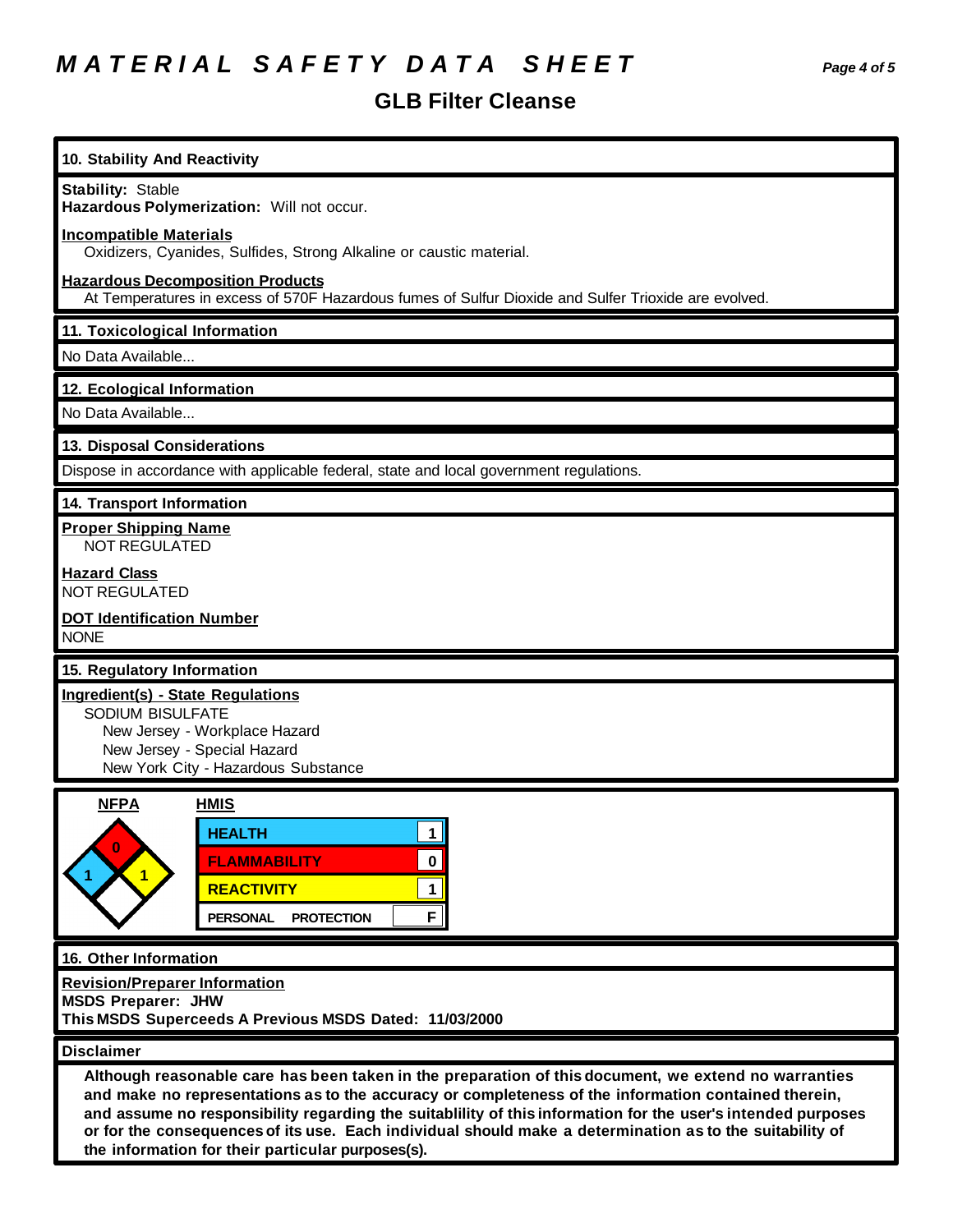# MATERIAL SAFETY DATA SHEET

## GLB Filter Cleanse

### 10. Stability And Reactivity

**Stability:** Stable
**Hazardous Polymerization:** Will not occur.

**Incompatible Materials**
Oxidizers, Cyanides, Sulfides, Strong Alkaline or caustic material.

**Hazardous Decomposition Products**
At Temperatures in excess of 570F Hazardous fumes of Sulfur Dioxide and Sulfer Trioxide are evolved.

### 11. Toxicological Information

No Data Available...

### 12. Ecological Information

No Data Available...

### 13. Disposal Considerations

Dispose in accordance with applicable federal, state and local government regulations.

### 14. Transport Information

**Proper Shipping Name**
NOT REGULATED

**Hazard Class**
NOT REGULATED

**DOT Identification Number**
NONE

### 15. Regulatory Information

**Ingredient(s) - State Regulations**
SODIUM BISULFATE
- New Jersey - Workplace Hazard
- New Jersey - Special Hazard
- New York City - Hazardous Substance

**NFPA**

| Health | Flammability | Reactivity | Special |
|---|---|---|---|
| 1 | 0 | 1 | |

**HMIS**

| | |
|---|---|
| HEALTH | 1 |
| FLAMMABILITY | 0 |
| REACTIVITY | 1 |
| PERSONAL PROTECTION | F |

### 16. Other Information

**Revision/Preparer Information**
**MSDS Preparer: JHW**
**This MSDS Superceeds A Previous MSDS Dated: 11/03/2000**

### Disclaimer

**Although reasonable care has been taken in the preparation of this document, we extend no warranties and make no representations as to the accuracy or completeness of the information contained therein, and assume no responsibility regarding the suitablility of this information for the user's intended purposes or for the consequences of its use. Each individual should make a determination as to the suitability of the information for their particular purposes(s).**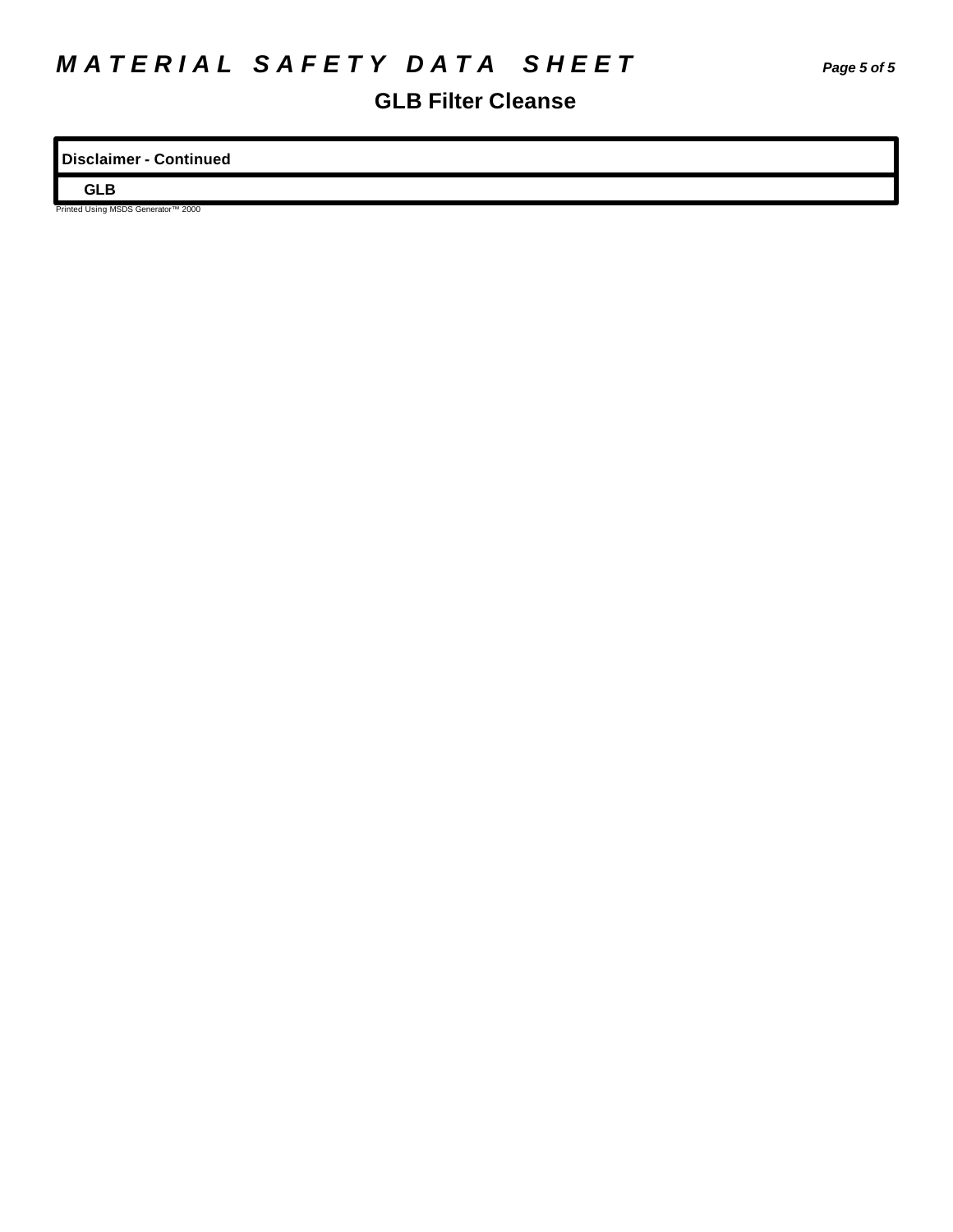## Disclaimer - Continued

**GLB**

Printed Using MSDS Generator™ 2000